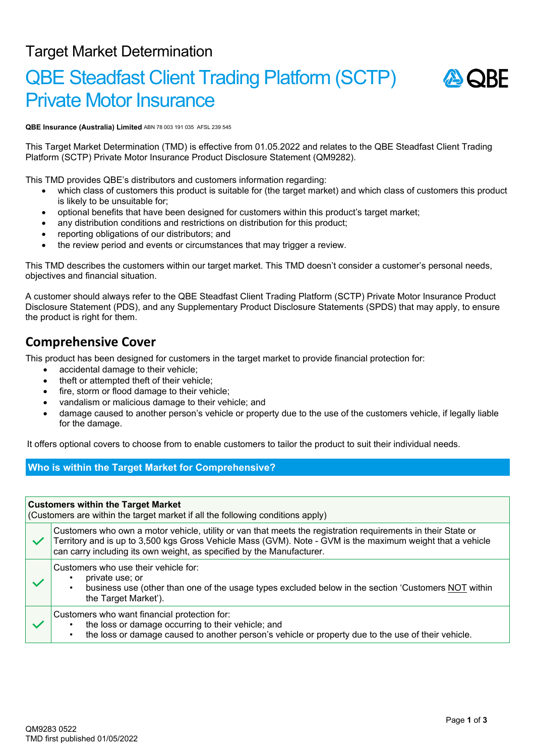Target Market Determination

# QBE Steadfast Client Trading Platform (SCTP) Private Motor Insurance

**QBE Insurance (Australia) Limited** ABN 78 003 191 035 AFSL 239 545

This Target Market Determination (TMD) is effective from 01.05.2022 and relates to the QBE Steadfast Client Trading Platform (SCTP) Private Motor Insurance Product Disclosure Statement (QM9282).

This TMD provides QBE's distributors and customers information regarding:

- which class of customers this product is suitable for (the target market) and which class of customers this product is likely to be unsuitable for;
- optional benefits that have been designed for customers within this product's target market;
- any distribution conditions and restrictions on distribution for this product;
- reporting obligations of our distributors; and
- the review period and events or circumstances that may trigger a review.

This TMD describes the customers within our target market. This TMD doesn't consider a customer's personal needs, objectives and financial situation.

A customer should always refer to the QBE Steadfast Client Trading Platform (SCTP) Private Motor Insurance Product Disclosure Statement (PDS), and any Supplementary Product Disclosure Statements (SPDS) that may apply, to ensure the product is right for them.

## Comprehensive Cover

This product has been designed for customers in the target market to provide financial protection for:

- accidental damage to their vehicle;
- theft or attempted theft of their vehicle;
- fire, storm or flood damage to their vehicle;
- vandalism or malicious damage to their vehicle; and
- damage caused to another person's vehicle or property due to the use of the customers vehicle, if legally liable for the damage.

It offers optional covers to choose from to enable customers to tailor the product to suit their individual needs.

### Who is within the Target Market for Comprehensive?

| **Customers within the Target Market**<br>(Customers are within the target market if all the following conditions apply) | |
|---|---|
| ✓ | Customers who own a motor vehicle, utility or van that meets the registration requirements in their State or Territory and is up to 3,500 kgs Gross Vehicle Mass (GVM). Note - GVM is the maximum weight that a vehicle can carry including its own weight, as specified by the Manufacturer. |
| ✓ | Customers who use their vehicle for:<br>• private use; or<br>• business use (other than one of the usage types excluded below in the section 'Customers NOT within the Target Market'). |
| ✓ | Customers who want financial protection for:<br>• the loss or damage occurring to their vehicle; and<br>• the loss or damage caused to another person's vehicle or property due to the use of their vehicle. |

QM9283 0522
TMD first published 01/05/2022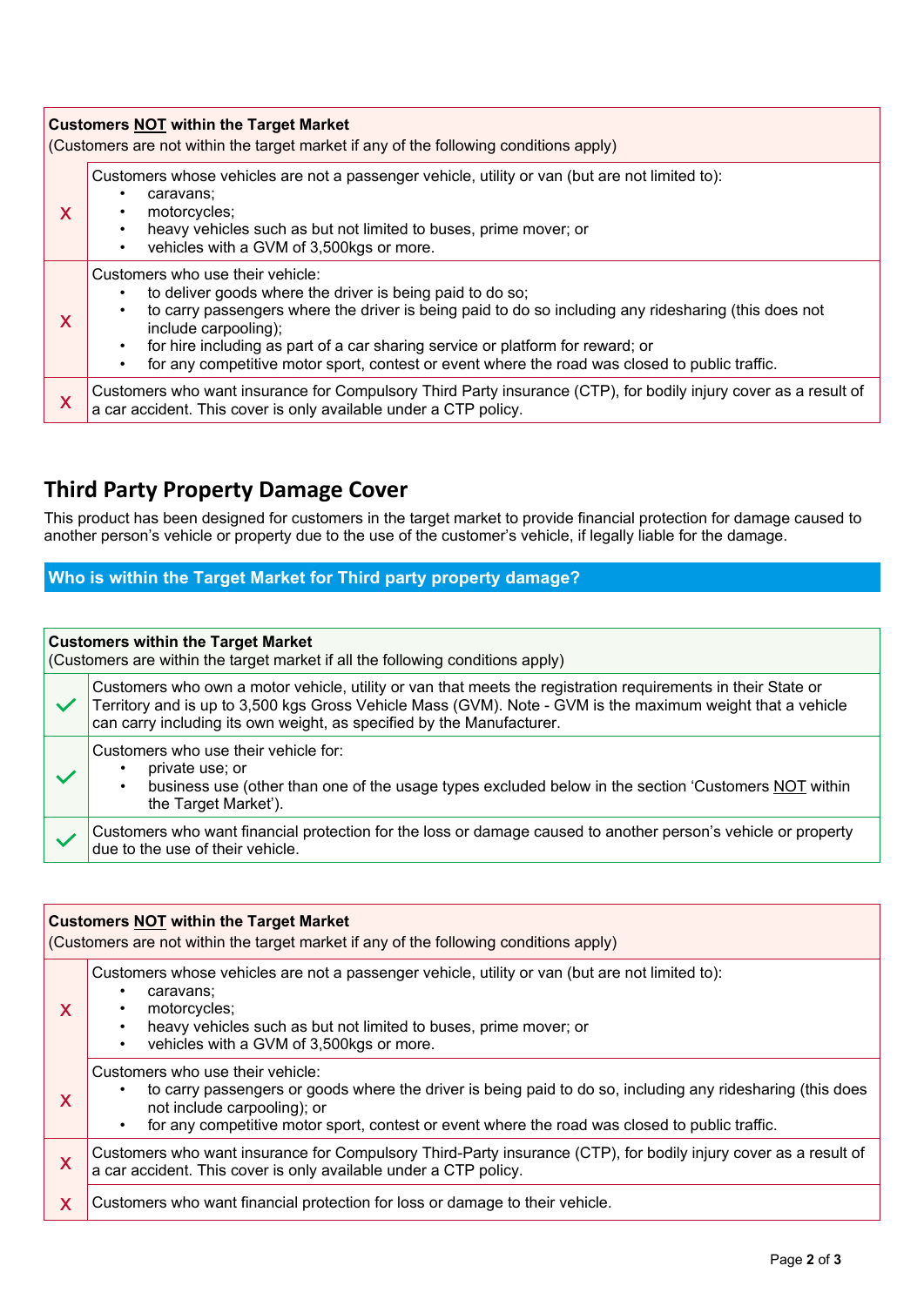| | **Customers NOT within the Target Market** (Customers are not within the target market if any of the following conditions apply) |
|---|---|
| X | Customers whose vehicles are not a passenger vehicle, utility or van (but are not limited to): <br>• caravans; <br>• motorcycles; <br>• heavy vehicles such as but not limited to buses, prime mover; or <br>• vehicles with a GVM of 3,500kgs or more. |
| X | Customers who use their vehicle: <br>• to deliver goods where the driver is being paid to do so; <br>• to carry passengers where the driver is being paid to do so including any ridesharing (this does not include carpooling); <br>• for hire including as part of a car sharing service or platform for reward; or <br>• for any competitive motor sport, contest or event where the road was closed to public traffic. |
| X | Customers who want insurance for Compulsory Third Party insurance (CTP), for bodily injury cover as a result of a car accident. This cover is only available under a CTP policy. |

## Third Party Property Damage Cover

This product has been designed for customers in the target market to provide financial protection for damage caused to another person's vehicle or property due to the use of the customer's vehicle, if legally liable for the damage.

### Who is within the Target Market for Third party property damage?

| | **Customers within the Target Market** (Customers are within the target market if all the following conditions apply) |
|---|---|
| ✓ | Customers who own a motor vehicle, utility or van that meets the registration requirements in their State or Territory and is up to 3,500 kgs Gross Vehicle Mass (GVM). Note - GVM is the maximum weight that a vehicle can carry including its own weight, as specified by the Manufacturer. |
| ✓ | Customers who use their vehicle for: <br>• private use; or <br>• business use (other than one of the usage types excluded below in the section 'Customers NOT within the Target Market'). |
| ✓ | Customers who want financial protection for the loss or damage caused to another person's vehicle or property due to the use of their vehicle. |

| | **Customers NOT within the Target Market** (Customers are not within the target market if any of the following conditions apply) |
|---|---|
| X | Customers whose vehicles are not a passenger vehicle, utility or van (but are not limited to): <br>• caravans; <br>• motorcycles; <br>• heavy vehicles such as but not limited to buses, prime mover; or <br>• vehicles with a GVM of 3,500kgs or more. |
| X | Customers who use their vehicle: <br>• to carry passengers or goods where the driver is being paid to do so, including any ridesharing (this does not include carpooling); or <br>• for any competitive motor sport, contest or event where the road was closed to public traffic. |
| X | Customers who want insurance for Compulsory Third-Party insurance (CTP), for bodily injury cover as a result of a car accident. This cover is only available under a CTP policy. |
| X | Customers who want financial protection for loss or damage to their vehicle. |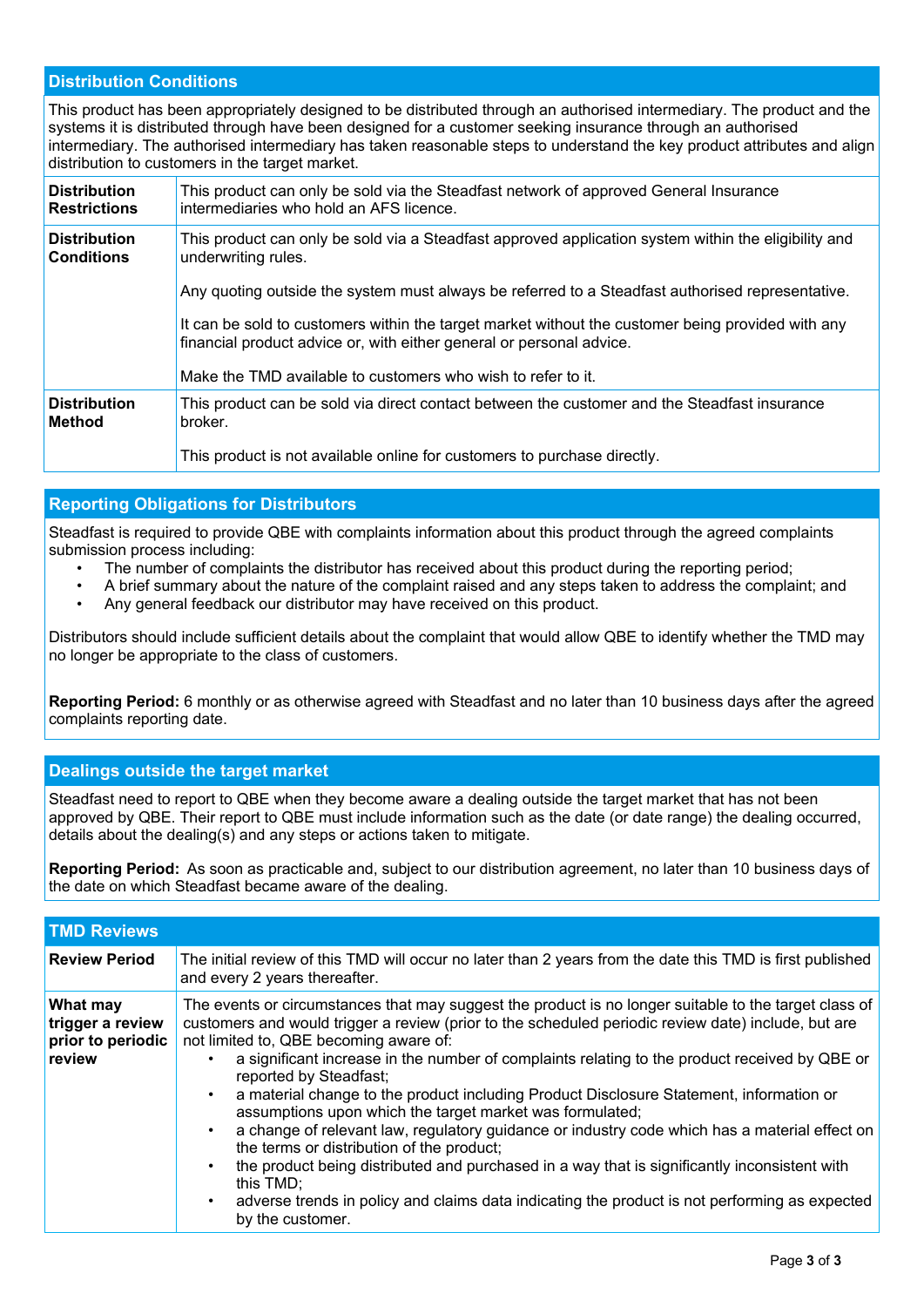## Distribution Conditions

This product has been appropriately designed to be distributed through an authorised intermediary. The product and the systems it is distributed through have been designed for a customer seeking insurance through an authorised intermediary. The authorised intermediary has taken reasonable steps to understand the key product attributes and align distribution to customers in the target market.

| | |
|---|---|
| **Distribution Restrictions** | This product can only be sold via the Steadfast network of approved General Insurance intermediaries who hold an AFS licence. |
| **Distribution Conditions** | This product can only be sold via a Steadfast approved application system within the eligibility and underwriting rules.<br><br>Any quoting outside the system must always be referred to a Steadfast authorised representative.<br><br>It can be sold to customers within the target market without the customer being provided with any financial product advice or, with either general or personal advice.<br><br>Make the TMD available to customers who wish to refer to it. |
| **Distribution Method** | This product can be sold via direct contact between the customer and the Steadfast insurance broker.<br><br>This product is not available online for customers to purchase directly. |

## Reporting Obligations for Distributors

Steadfast is required to provide QBE with complaints information about this product through the agreed complaints submission process including:

- The number of complaints the distributor has received about this product during the reporting period;
- A brief summary about the nature of the complaint raised and any steps taken to address the complaint; and
- Any general feedback our distributor may have received on this product.

Distributors should include sufficient details about the complaint that would allow QBE to identify whether the TMD may no longer be appropriate to the class of customers.

**Reporting Period:** 6 monthly or as otherwise agreed with Steadfast and no later than 10 business days after the agreed complaints reporting date.

## Dealings outside the target market

Steadfast need to report to QBE when they become aware a dealing outside the target market that has not been approved by QBE. Their report to QBE must include information such as the date (or date range) the dealing occurred, details about the dealing(s) and any steps or actions taken to mitigate.

**Reporting Period:** As soon as practicable and, subject to our distribution agreement, no later than 10 business days of the date on which Steadfast became aware of the dealing.

## TMD Reviews

| | |
|---|---|
| **Review Period** | The initial review of this TMD will occur no later than 2 years from the date this TMD is first published and every 2 years thereafter. |
| **What may trigger a review prior to periodic review** | The events or circumstances that may suggest the product is no longer suitable to the target class of customers and would trigger a review (prior to the scheduled periodic review date) include, but are not limited to, QBE becoming aware of:<br>• a significant increase in the number of complaints relating to the product received by QBE or reported by Steadfast;<br>• a material change to the product including Product Disclosure Statement, information or assumptions upon which the target market was formulated;<br>• a change of relevant law, regulatory guidance or industry code which has a material effect on the terms or distribution of the product;<br>• the product being distributed and purchased in a way that is significantly inconsistent with this TMD;<br>• adverse trends in policy and claims data indicating the product is not performing as expected by the customer. |